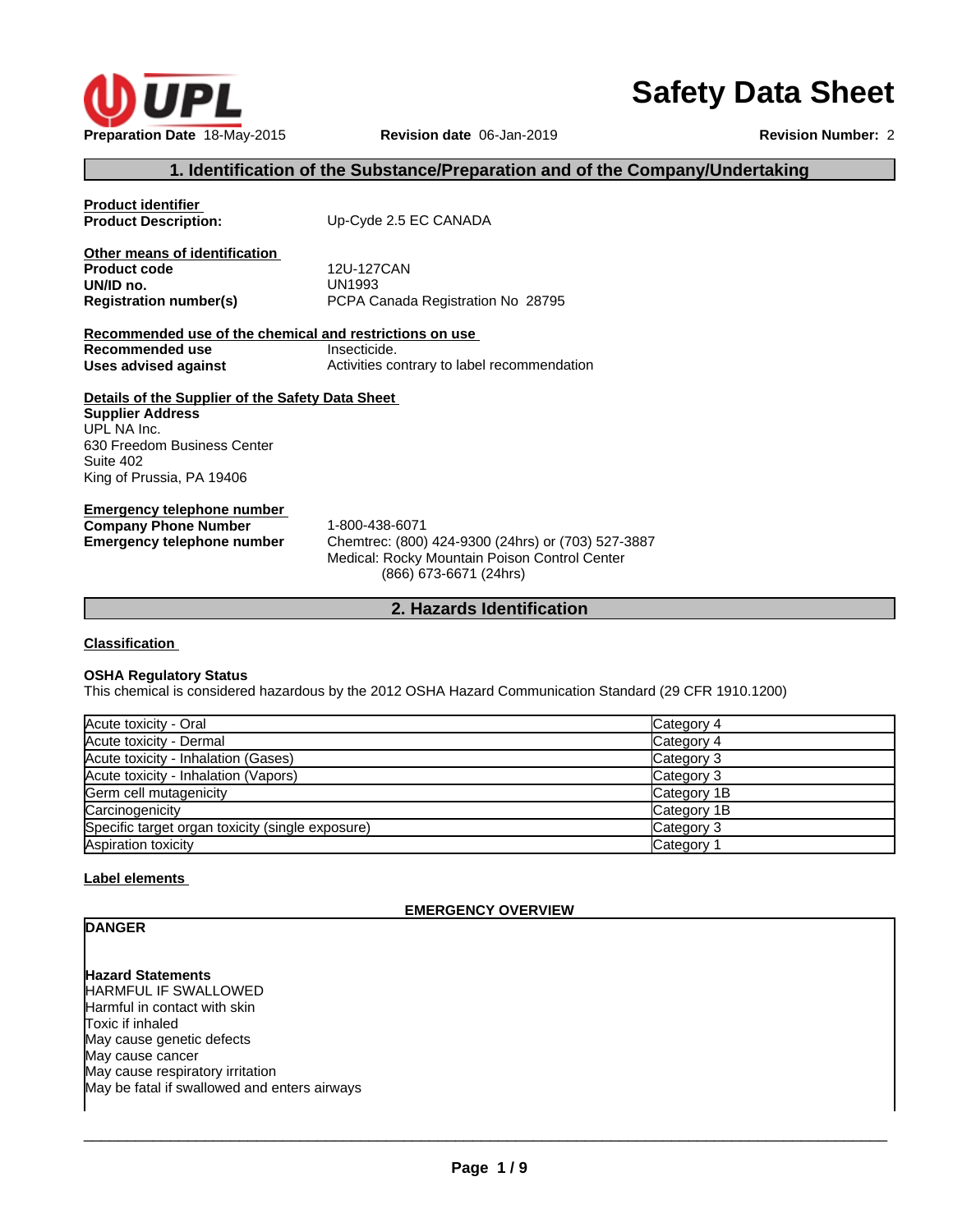# Safety Data Sheet

**Preparation Date** 18-May-2015 **Revision date** 06-Jan-2019 **Revision Number:** 2

## 1. Identification of the Substance/Preparation and of the Company/Undertaking

**Product identifier**

**Product Description:** Up-Cyde 2.5 EC CANADA

**Other means of identification**

**Product code** 12U-127CAN
**UN/ID no.** UN1993
**Registration number(s)** PCPA Canada Registration No 28795

**Recommended use of the chemical and restrictions on use**

**Recommended use** Insecticide.
**Uses advised against** Activities contrary to label recommendation

**Details of the Supplier of the Safety Data Sheet**

**Supplier Address**
UPL NA Inc.
630 Freedom Business Center
Suite 402
King of Prussia, PA 19406

**Emergency telephone number**

**Company Phone Number** 1-800-438-6071
**Emergency telephone number** Chemtrec: (800) 424-9300 (24hrs) or (703) 527-3887
Medical: Rocky Mountain Poison Control Center
(866) 673-6671 (24hrs)

## 2. Hazards Identification

**Classification**

**OSHA Regulatory Status**
This chemical is considered hazardous by the 2012 OSHA Hazard Communication Standard (29 CFR 1910.1200)

| | |
|---|---|
| Acute toxicity - Oral | Category 4 |
| Acute toxicity - Dermal | Category 4 |
| Acute toxicity - Inhalation (Gases) | Category 3 |
| Acute toxicity - Inhalation (Vapors) | Category 3 |
| Germ cell mutagenicity | Category 1B |
| Carcinogenicity | Category 1B |
| Specific target organ toxicity (single exposure) | Category 3 |
| Aspiration toxicity | Category 1 |

**Label elements**

**EMERGENCY OVERVIEW**

**DANGER**

**Hazard Statements**
HARMFUL IF SWALLOWED
Harmful in contact with skin
Toxic if inhaled
May cause genetic defects
May cause cancer
May cause respiratory irritation
May be fatal if swallowed and enters airways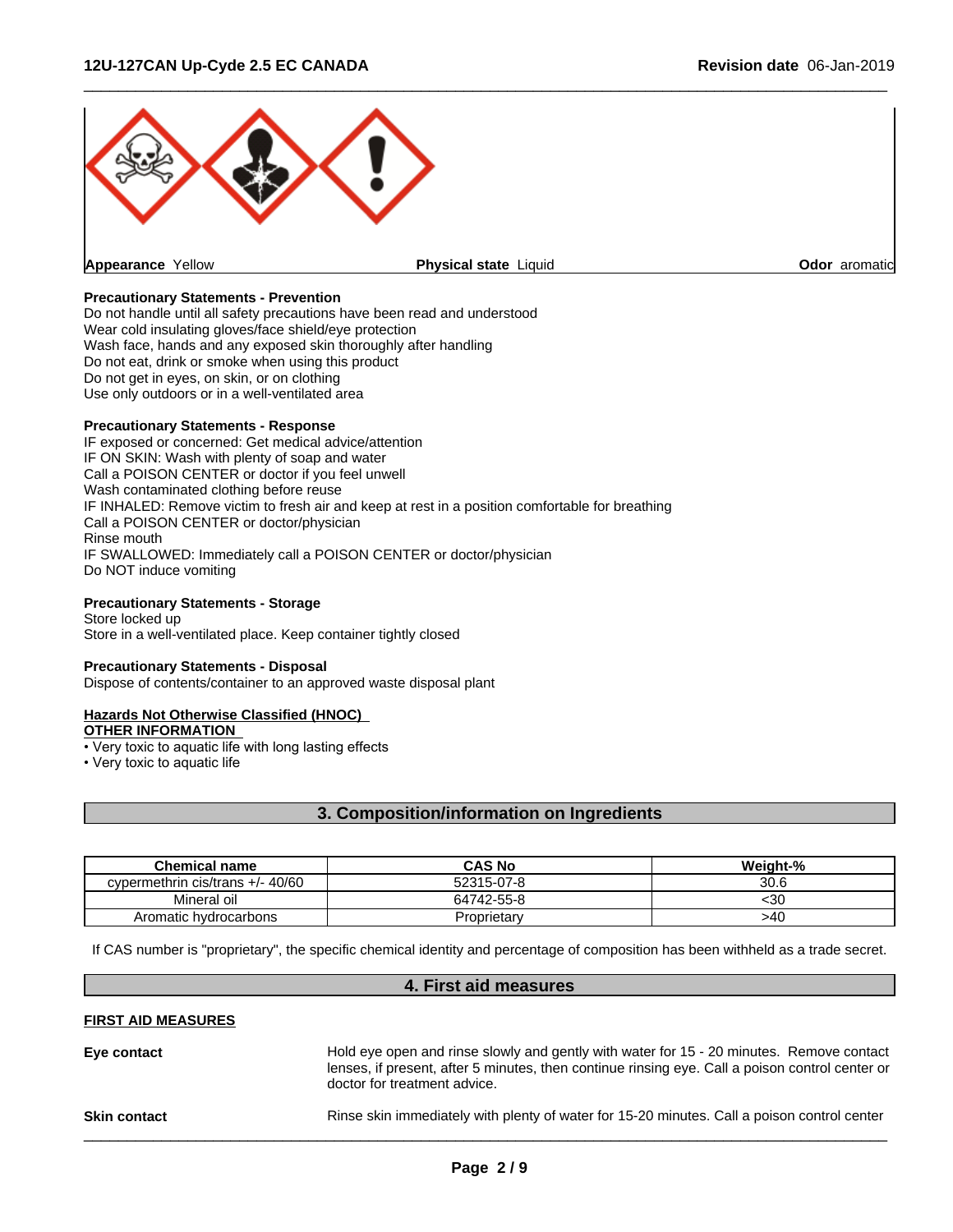**Appearance** Yellow **Physical state** Liquid **Odor** aromatic

**Precautionary Statements - Prevention**
Do not handle until all safety precautions have been read and understood
Wear cold insulating gloves/face shield/eye protection
Wash face, hands and any exposed skin thoroughly after handling
Do not eat, drink or smoke when using this product
Do not get in eyes, on skin, or on clothing
Use only outdoors or in a well-ventilated area

**Precautionary Statements - Response**
IF exposed or concerned: Get medical advice/attention
IF ON SKIN: Wash with plenty of soap and water
Call a POISON CENTER or doctor if you feel unwell
Wash contaminated clothing before reuse
IF INHALED: Remove victim to fresh air and keep at rest in a position comfortable for breathing
Call a POISON CENTER or doctor/physician
Rinse mouth
IF SWALLOWED: Immediately call a POISON CENTER or doctor/physician
Do NOT induce vomiting

**Precautionary Statements - Storage**
Store locked up
Store in a well-ventilated place. Keep container tightly closed

**Precautionary Statements - Disposal**
Dispose of contents/container to an approved waste disposal plant

**Hazards Not Otherwise Classified (HNOC)**
**OTHER INFORMATION**
- Very toxic to aquatic life with long lasting effects
- Very toxic to aquatic life

## 3. Composition/information on Ingredients

| Chemical name | CAS No | Weight-% |
|---|---|---|
| cypermethrin cis/trans +/- 40/60 | 52315-07-8 | 30.6 |
| Mineral oil | 64742-55-8 | <30 |
| Aromatic hydrocarbons | Proprietary | >40 |

If CAS number is "proprietary", the specific chemical identity and percentage of composition has been withheld as a trade secret.

## 4. First aid measures

**FIRST AID MEASURES**

**Eye contact** Hold eye open and rinse slowly and gently with water for 15 - 20 minutes. Remove contact lenses, if present, after 5 minutes, then continue rinsing eye. Call a poison control center or doctor for treatment advice.

**Skin contact** Rinse skin immediately with plenty of water for 15-20 minutes. Call a poison control center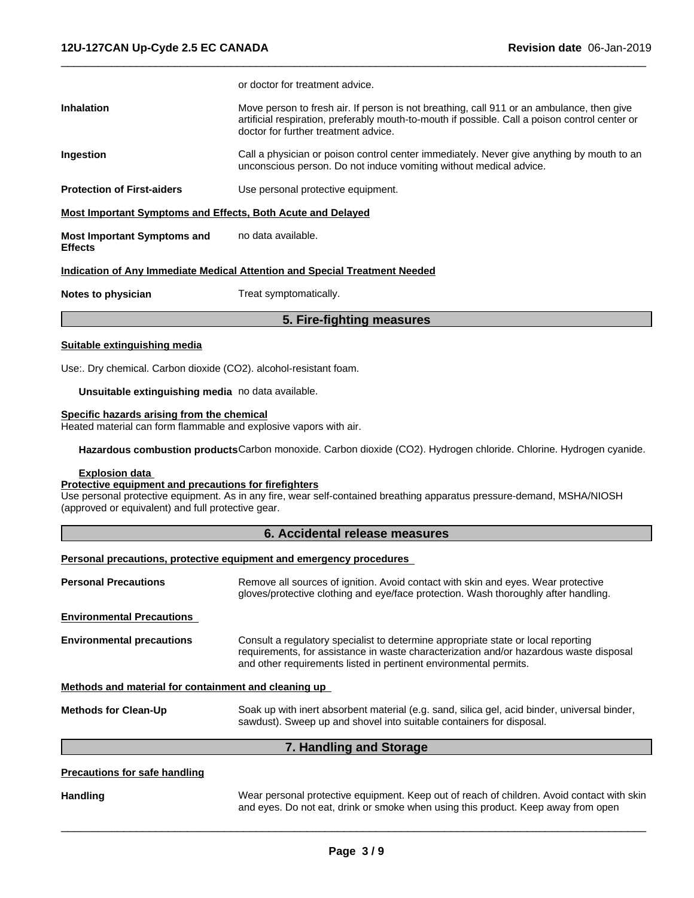or doctor for treatment advice.

**Inhalation** Move person to fresh air. If person is not breathing, call 911 or an ambulance, then give artificial respiration, preferably mouth-to-mouth if possible. Call a poison control center or doctor for further treatment advice.

**Ingestion** Call a physician or poison control center immediately. Never give anything by mouth to an unconscious person. Do not induce vomiting without medical advice.

**Protection of First-aiders** Use personal protective equipment.

**Most Important Symptoms and Effects, Both Acute and Delayed**

**Most Important Symptoms and Effects** no data available.

**Indication of Any Immediate Medical Attention and Special Treatment Needed**

**Notes to physician** Treat symptomatically.

## 5. Fire-fighting measures

**Suitable extinguishing media**

Use:. Dry chemical. Carbon dioxide ($CO_2$). alcohol-resistant foam.

**Unsuitable extinguishing media** no data available.

**Specific hazards arising from the chemical**
Heated material can form flammable and explosive vapors with air.

**Hazardous combustion products** Carbon monoxide. Carbon dioxide ($CO_2$). Hydrogen chloride. Chlorine. Hydrogen cyanide.

**Explosion data**

**Protective equipment and precautions for firefighters**
Use personal protective equipment. As in any fire, wear self-contained breathing apparatus pressure-demand, MSHA/NIOSH (approved or equivalent) and full protective gear.

## 6. Accidental release measures

**Personal precautions, protective equipment and emergency procedures**

**Personal Precautions** Remove all sources of ignition. Avoid contact with skin and eyes. Wear protective gloves/protective clothing and eye/face protection. Wash thoroughly after handling.

**Environmental Precautions**

**Environmental precautions** Consult a regulatory specialist to determine appropriate state or local reporting requirements, for assistance in waste characterization and/or hazardous waste disposal and other requirements listed in pertinent environmental permits.

**Methods and material for containment and cleaning up**

**Methods for Clean-Up** Soak up with inert absorbent material (e.g. sand, silica gel, acid binder, universal binder, sawdust). Sweep up and shovel into suitable containers for disposal.

## 7. Handling and Storage

**Precautions for safe handling**

**Handling** Wear personal protective equipment. Keep out of reach of children. Avoid contact with skin and eyes. Do not eat, drink or smoke when using this product. Keep away from open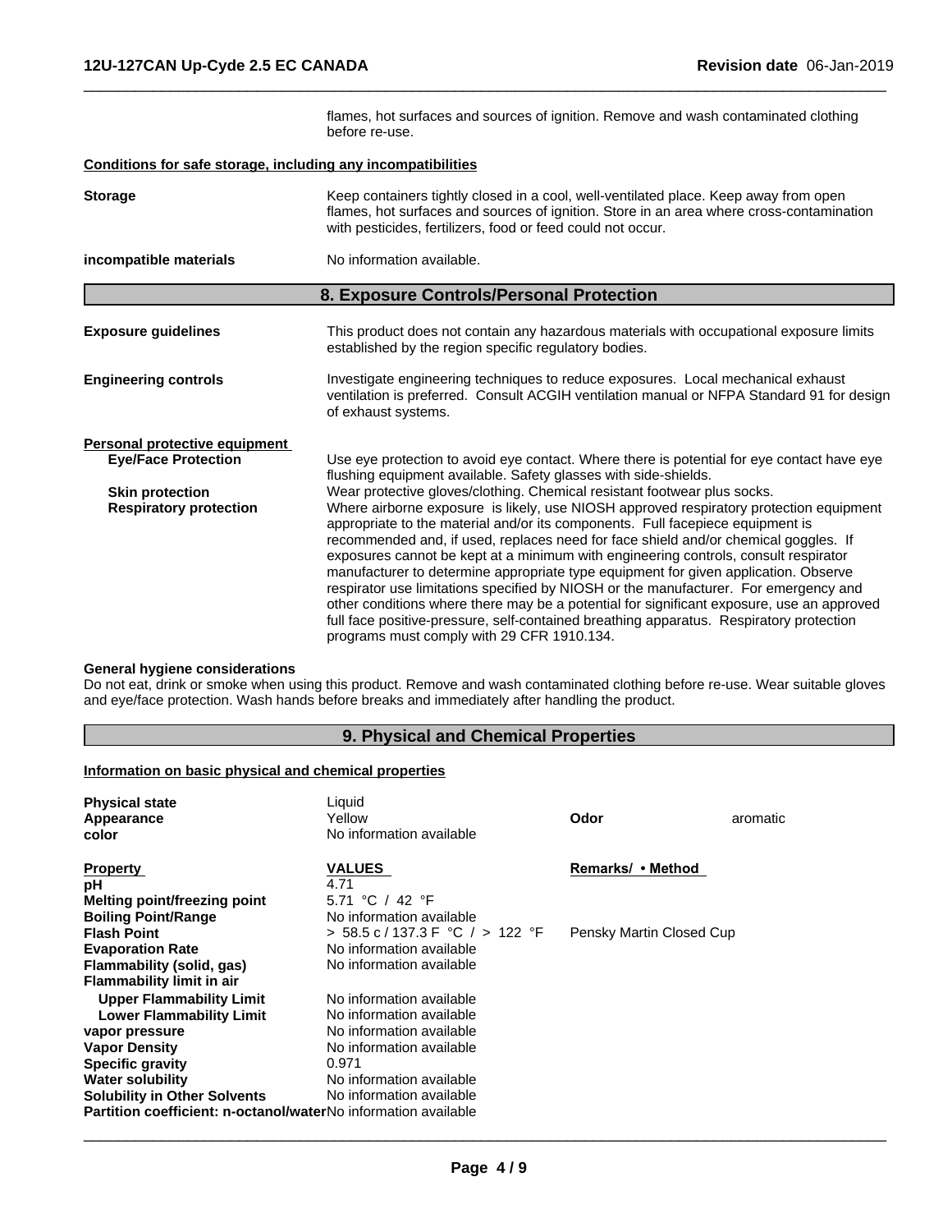flames, hot surfaces and sources of ignition. Remove and wash contaminated clothing before re-use.

**Conditions for safe storage, including any incompatibilities**

| | |
|---|---|
| **Storage** | Keep containers tightly closed in a cool, well-ventilated place. Keep away from open flames, hot surfaces and sources of ignition. Store in an area where cross-contamination with pesticides, fertilizers, food or feed could not occur. |
| **incompatible materials** | No information available. |

## 8. Exposure Controls/Personal Protection

| | |
|---|---|
| **Exposure guidelines** | This product does not contain any hazardous materials with occupational exposure limits established by the region specific regulatory bodies. |
| **Engineering controls** | Investigate engineering techniques to reduce exposures. Local mechanical exhaust ventilation is preferred. Consult ACGIH ventilation manual or NFPA Standard 91 for design of exhaust systems. |

**Personal protective equipment**

| | |
|---|---|
| **Eye/Face Protection** | Use eye protection to avoid eye contact. Where there is potential for eye contact have eye flushing equipment available. Safety glasses with side-shields. |
| **Skin protection** | Wear protective gloves/clothing. Chemical resistant footwear plus socks. |
| **Respiratory protection** | Where airborne exposure is likely, use NIOSH approved respiratory protection equipment appropriate to the material and/or its components. Full facepiece equipment is recommended and, if used, replaces need for face shield and/or chemical goggles. If exposures cannot be kept at a minimum with engineering controls, consult respirator manufacturer to determine appropriate type equipment for given application. Observe respirator use limitations specified by NIOSH or the manufacturer. For emergency and other conditions where there may be a potential for significant exposure, use an approved full face positive-pressure, self-contained breathing apparatus. Respiratory protection programs must comply with 29 CFR 1910.134. |

**General hygiene considerations**

Do not eat, drink or smoke when using this product. Remove and wash contaminated clothing before re-use. Wear suitable gloves and eye/face protection. Wash hands before breaks and immediately after handling the product.

## 9. Physical and Chemical Properties

**Information on basic physical and chemical properties**

| | | | |
|---|---|---|---|
| **Physical state** | Liquid | | |
| **Appearance** | Yellow | **Odor** | aromatic |
| **color** | No information available | | |

| **Property** | **VALUES** | **Remarks/ • Method** |
|---|---|---|
| **pH** | 4.71 | |
| **Melting point/freezing point** | 5.71 °C / 42 °F | |
| **Boiling Point/Range** | No information available | |
| **Flash Point** | > 58.5 c / 137.3 F °C / > 122 °F | Pensky Martin Closed Cup |
| **Evaporation Rate** | No information available | |
| **Flammability (solid, gas)** | No information available | |
| **Flammability limit in air** | | |
| **Upper Flammability Limit** | No information available | |
| **Lower Flammability Limit** | No information available | |
| **vapor pressure** | No information available | |
| **Vapor Density** | No information available | |
| **Specific gravity** | 0.971 | |
| **Water solubility** | No information available | |
| **Solubility in Other Solvents** | No information available | |
| **Partition coefficient: n-octanol/water** | No information available | |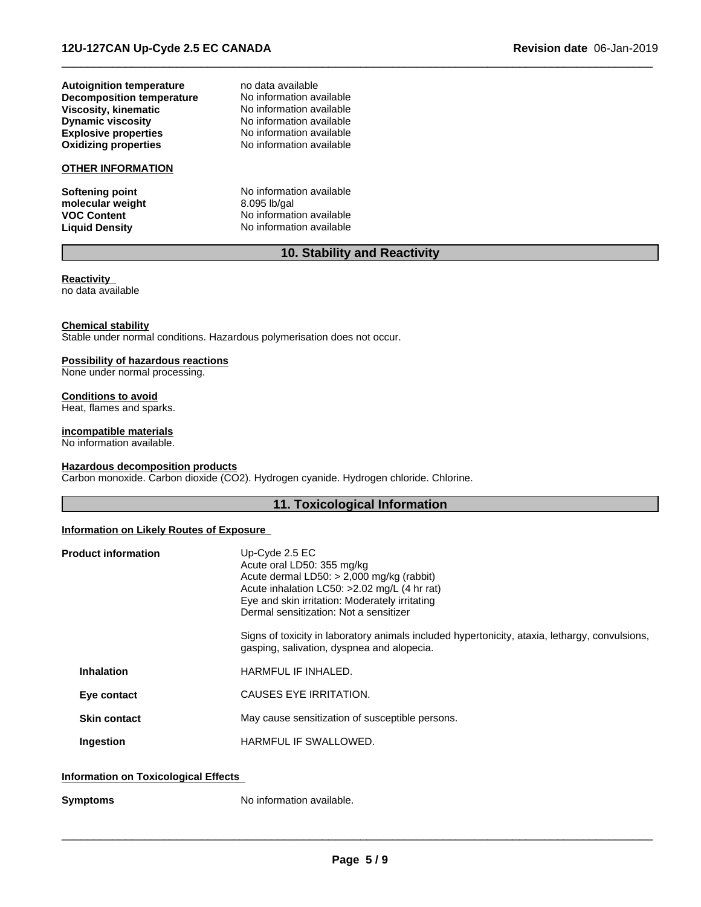| | |
|---|---|
| **Autoignition temperature** | no data available |
| **Decomposition temperature** | No information available |
| **Viscosity, kinematic** | No information available |
| **Dynamic viscosity** | No information available |
| **Explosive properties** | No information available |
| **Oxidizing properties** | No information available |

**OTHER INFORMATION**

| | |
|---|---|
| **Softening point** | No information available |
| **molecular weight** | 8.095 lb/gal |
| **VOC Content** | No information available |
| **Liquid Density** | No information available |

## 10. Stability and Reactivity

**Reactivity**
no data available

**Chemical stability**
Stable under normal conditions. Hazardous polymerisation does not occur.

**Possibility of hazardous reactions**
None under normal processing.

**Conditions to avoid**
Heat, flames and sparks.

**incompatible materials**
No information available.

**Hazardous decomposition products**
Carbon monoxide. Carbon dioxide ($CO_2$). Hydrogen cyanide. Hydrogen chloride. Chlorine.

## 11. Toxicological Information

**Information on Likely Routes of Exposure**

**Product information**

Up-Cyde 2.5 EC
Acute oral LD50: 355 mg/kg
Acute dermal LD50: > 2,000 mg/kg (rabbit)
Acute inhalation LC50: >2.02 mg/L (4 hr rat)
Eye and skin irritation: Moderately irritating
Dermal sensitization: Not a sensitizer

Signs of toxicity in laboratory animals included hypertonicity, ataxia, lethargy, convulsions, gasping, salivation, dyspnea and alopecia.

| | |
|---|---|
| **Inhalation** | HARMFUL IF INHALED. |
| **Eye contact** | CAUSES EYE IRRITATION. |
| **Skin contact** | May cause sensitization of susceptible persons. |
| **Ingestion** | HARMFUL IF SWALLOWED. |

**Information on Toxicological Effects**

**Symptoms** No information available.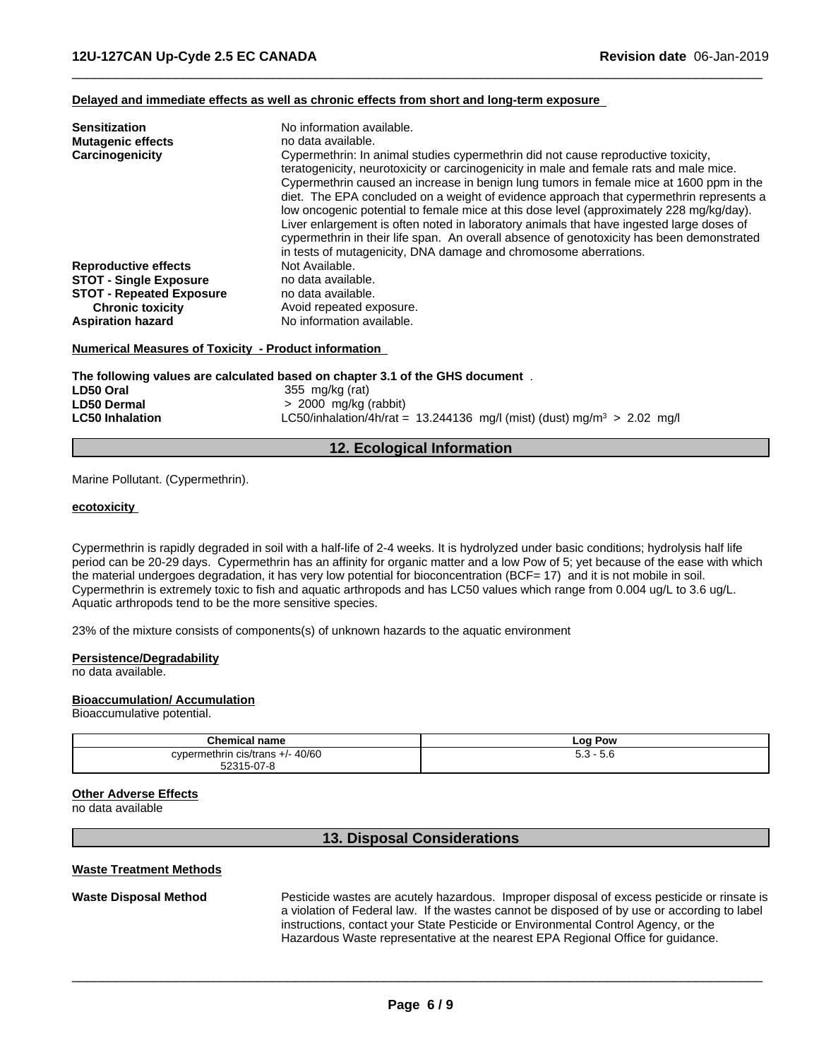**Delayed and immediate effects as well as chronic effects from short and long-term exposure**

| | |
|---|---|
| **Sensitization** | No information available. |
| **Mutagenic effects** | no data available. |
| **Carcinogenicity** | Cypermethrin: In animal studies cypermethrin did not cause reproductive toxicity, teratogenicity, neurotoxicity or carcinogenicity in male and female rats and male mice. Cypermethrin caused an increase in benign lung tumors in female mice at 1600 ppm in the diet. The EPA concluded on a weight of evidence approach that cypermethrin represents a low oncogenic potential to female mice at this dose level (approximately 228 mg/kg/day). Liver enlargement is often noted in laboratory animals that have ingested large doses of cypermethrin in their life span. An overall absence of genotoxicity has been demonstrated in tests of mutagenicity, DNA damage and chromosome aberrations. |
| **Reproductive effects** | Not Available. |
| **STOT - Single Exposure** | no data available. |
| **STOT - Repeated Exposure** | no data available. |
| **Chronic toxicity** | Avoid repeated exposure. |
| **Aspiration hazard** | No information available. |

**Numerical Measures of Toxicity - Product information**

**The following values are calculated based on chapter 3.1 of the GHS document** .

| | |
|---|---|
| **LD50 Oral** | 355 mg/kg (rat) |
| **LD50 Dermal** | > 2000 mg/kg (rabbit) |
| **LC50 Inhalation** | LC50/inhalation/4h/rat = 13.244136 mg/l (mist) (dust) mg/m$^3$ > 2.02 mg/l |

## 12. Ecological Information

Marine Pollutant. (Cypermethrin).

**ecotoxicity**

Cypermethrin is rapidly degraded in soil with a half-life of 2-4 weeks. It is hydrolyzed under basic conditions; hydrolysis half life period can be 20-29 days. Cypermethrin has an affinity for organic matter and a low Pow of 5; yet because of the ease with which the material undergoes degradation, it has very low potential for bioconcentration (BCF= 17) and it is not mobile in soil. Cypermethrin is extremely toxic to fish and aquatic arthropods and has LC50 values which range from 0.004 ug/L to 3.6 ug/L. Aquatic arthropods tend to be the more sensitive species.

23% of the mixture consists of components(s) of unknown hazards to the aquatic environment

**Persistence/Degradability**

no data available.

**Bioaccumulation/ Accumulation**

Bioaccumulative potential.

| Chemical name | Log Pow |
|---|---|
| cypermethrin cis/trans +/- 40/60<br>52315-07-8 | 5.3 - 5.6 |

**Other Adverse Effects**

no data available

## 13. Disposal Considerations

**Waste Treatment Methods**

**Waste Disposal Method**

Pesticide wastes are acutely hazardous. Improper disposal of excess pesticide or rinsate is a violation of Federal law. If the wastes cannot be disposed of by use or according to label instructions, contact your State Pesticide or Environmental Control Agency, or the Hazardous Waste representative at the nearest EPA Regional Office for guidance.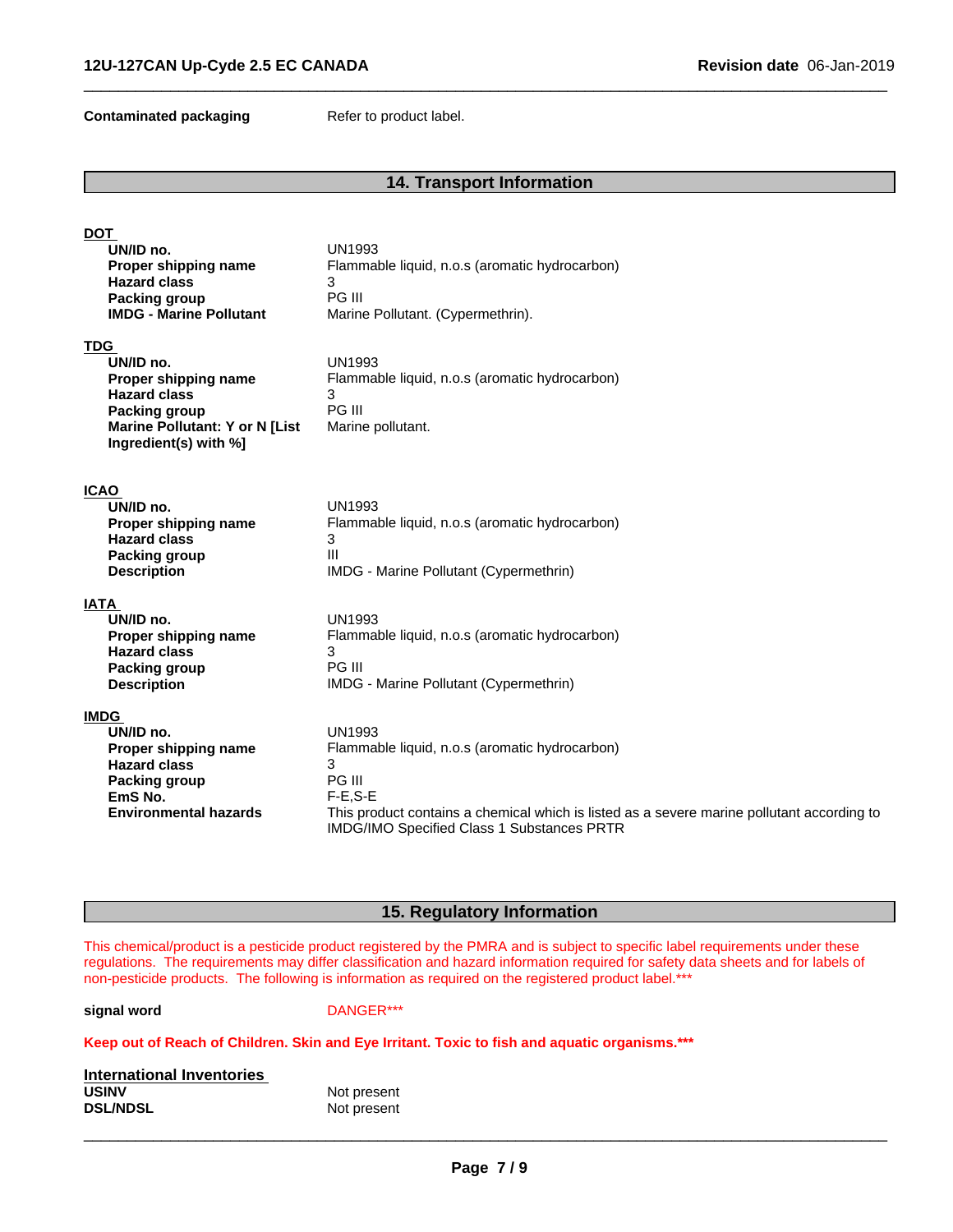**Contaminated packaging** Refer to product label.

## 14. Transport Information

**DOT**

| | |
|---|---|
| **UN/ID no.** | UN1993 |
| **Proper shipping name** | Flammable liquid, n.o.s (aromatic hydrocarbon) |
| **Hazard class** | 3 |
| **Packing group** | PG III |
| **IMDG - Marine Pollutant** | Marine Pollutant. (Cypermethrin). |

**TDG**

| | |
|---|---|
| **UN/ID no.** | UN1993 |
| **Proper shipping name** | Flammable liquid, n.o.s (aromatic hydrocarbon) |
| **Hazard class** | 3 |
| **Packing group** | PG III |
| **Marine Pollutant: Y or N [List Ingredient(s) with %]** | Marine pollutant. |

**ICAO**

| | |
|---|---|
| **UN/ID no.** | UN1993 |
| **Proper shipping name** | Flammable liquid, n.o.s (aromatic hydrocarbon) |
| **Hazard class** | 3 |
| **Packing group** | III |
| **Description** | IMDG - Marine Pollutant (Cypermethrin) |

**IATA**

| | |
|---|---|
| **UN/ID no.** | UN1993 |
| **Proper shipping name** | Flammable liquid, n.o.s (aromatic hydrocarbon) |
| **Hazard class** | 3 |
| **Packing group** | PG III |
| **Description** | IMDG - Marine Pollutant (Cypermethrin) |

**IMDG**

| | |
|---|---|
| **UN/ID no.** | UN1993 |
| **Proper shipping name** | Flammable liquid, n.o.s (aromatic hydrocarbon) |
| **Hazard class** | 3 |
| **Packing group** | PG III |
| **EmS No.** | F-E,S-E |
| **Environmental hazards** | This product contains a chemical which is listed as a severe marine pollutant according to IMDG/IMO Specified Class 1 Substances PRTR |

## 15. Regulatory Information

This chemical/product is a pesticide product registered by the PMRA and is subject to specific label requirements under these regulations. The requirements may differ classification and hazard information required for safety data sheets and for labels of non-pesticide products. The following is information as required on the registered product label.***

**signal word** DANGER***

**Keep out of Reach of Children. Skin and Eye Irritant. Toxic to fish and aquatic organisms.*****

**International Inventories**

| | |
|---|---|
| **USINV** | Not present |
| **DSL/NDSL** | Not present |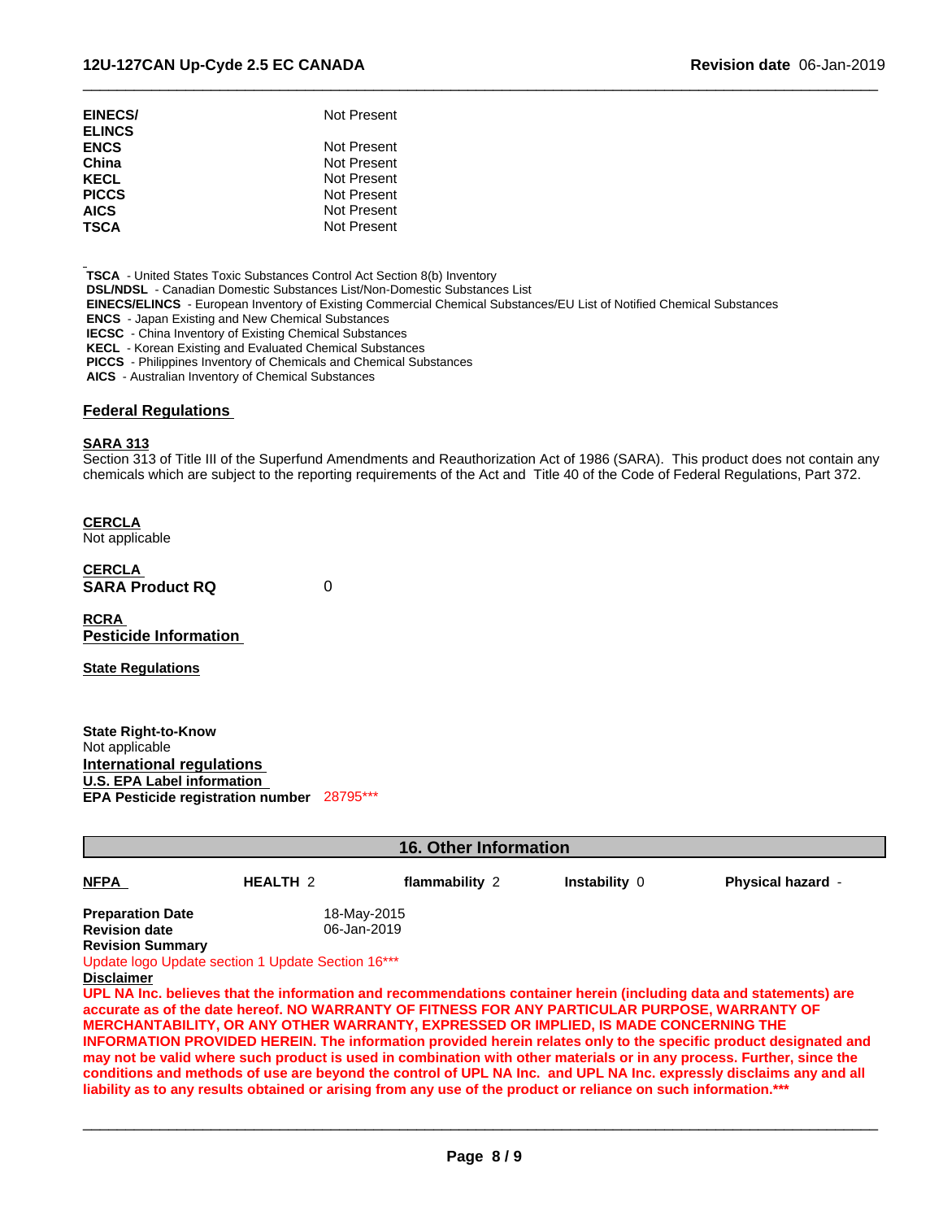| | |
|---|---|
| **EINECS/ ELINCS** | Not Present |
| **ENCS** | Not Present |
| **China** | Not Present |
| **KECL** | Not Present |
| **PICCS** | Not Present |
| **AICS** | Not Present |
| **TSCA** | Not Present |

**TSCA** - United States Toxic Substances Control Act Section 8(b) Inventory
**DSL/NDSL** - Canadian Domestic Substances List/Non-Domestic Substances List
**EINECS/ELINCS** - European Inventory of Existing Commercial Chemical Substances/EU List of Notified Chemical Substances
**ENCS** - Japan Existing and New Chemical Substances
**IECSC** - China Inventory of Existing Chemical Substances
**KECL** - Korean Existing and Evaluated Chemical Substances
**PICCS** - Philippines Inventory of Chemicals and Chemical Substances
**AICS** - Australian Inventory of Chemical Substances

### Federal Regulations

**SARA 313**
Section 313 of Title III of the Superfund Amendments and Reauthorization Act of 1986 (SARA). This product does not contain any chemicals which are subject to the reporting requirements of the Act and Title 40 of the Code of Federal Regulations, Part 372.

**CERCLA**
Not applicable

**CERCLA**
**SARA Product RQ** 0

**RCRA**
**Pesticide Information**

**State Regulations**

**State Right-to-Know**
Not applicable

**International regulations**

**U.S. EPA Label information**

**EPA Pesticide registration number** 28795***

## 16. Other Information

| **NFPA** | **HEALTH** 2 | **flammability** 2 | **Instability** 0 | **Physical hazard** - |
|---|---|---|---|---|

**Preparation Date** 18-May-2015
**Revision date** 06-Jan-2019
**Revision Summary**
Update logo Update section 1 Update Section 16***

**Disclaimer**
**UPL NA Inc. believes that the information and recommendations container herein (including data and statements) are accurate as of the date hereof. NO WARRANTY OF FITNESS FOR ANY PARTICULAR PURPOSE, WARRANTY OF MERCHANTABILITY, OR ANY OTHER WARRANTY, EXPRESSED OR IMPLIED, IS MADE CONCERNING THE INFORMATION PROVIDED HEREIN. The information provided herein relates only to the specific product designated and may not be valid where such product is used in combination with other materials or in any process. Further, since the conditions and methods of use are beyond the control of UPL NA Inc. and UPL NA Inc. expressly disclaims any and all liability as to any results obtained or arising from any use of the product or reliance on such information.*****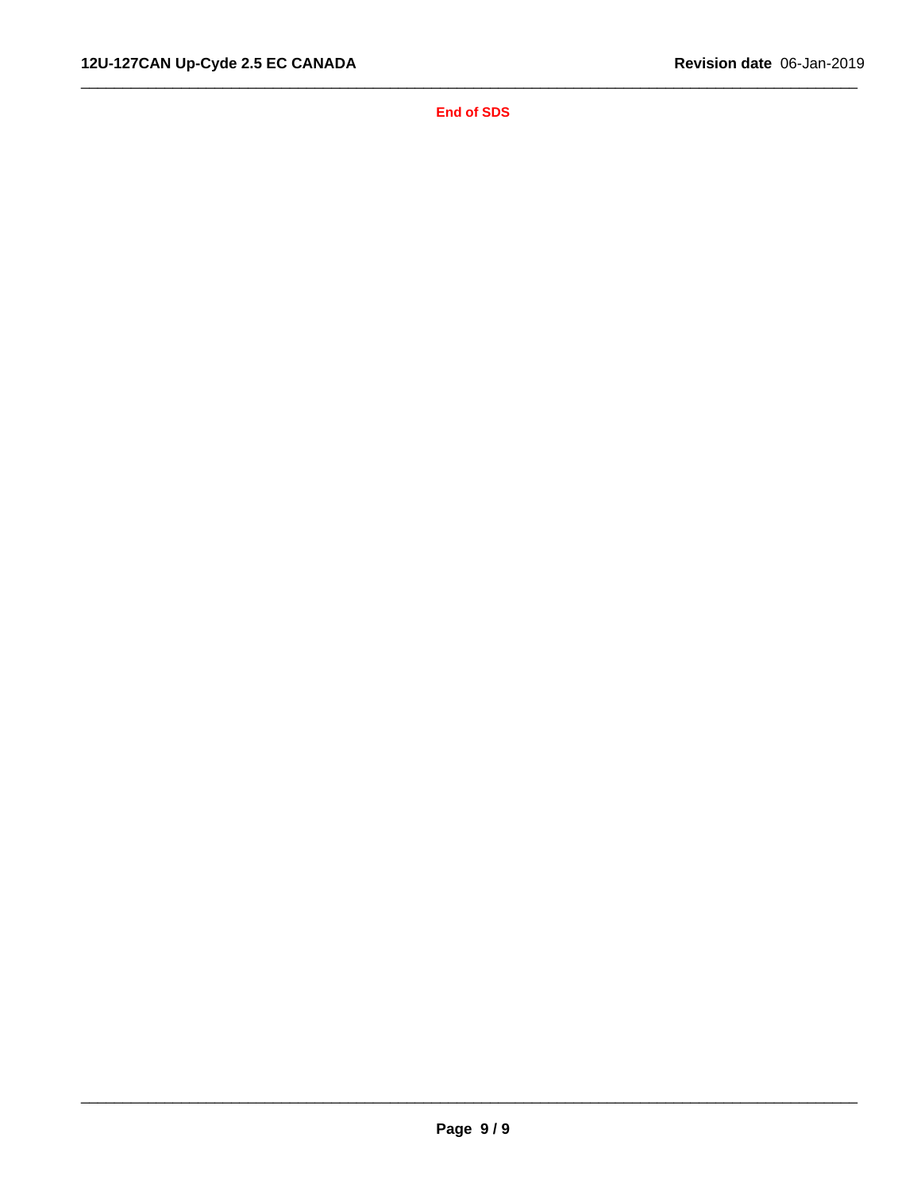**End of SDS**